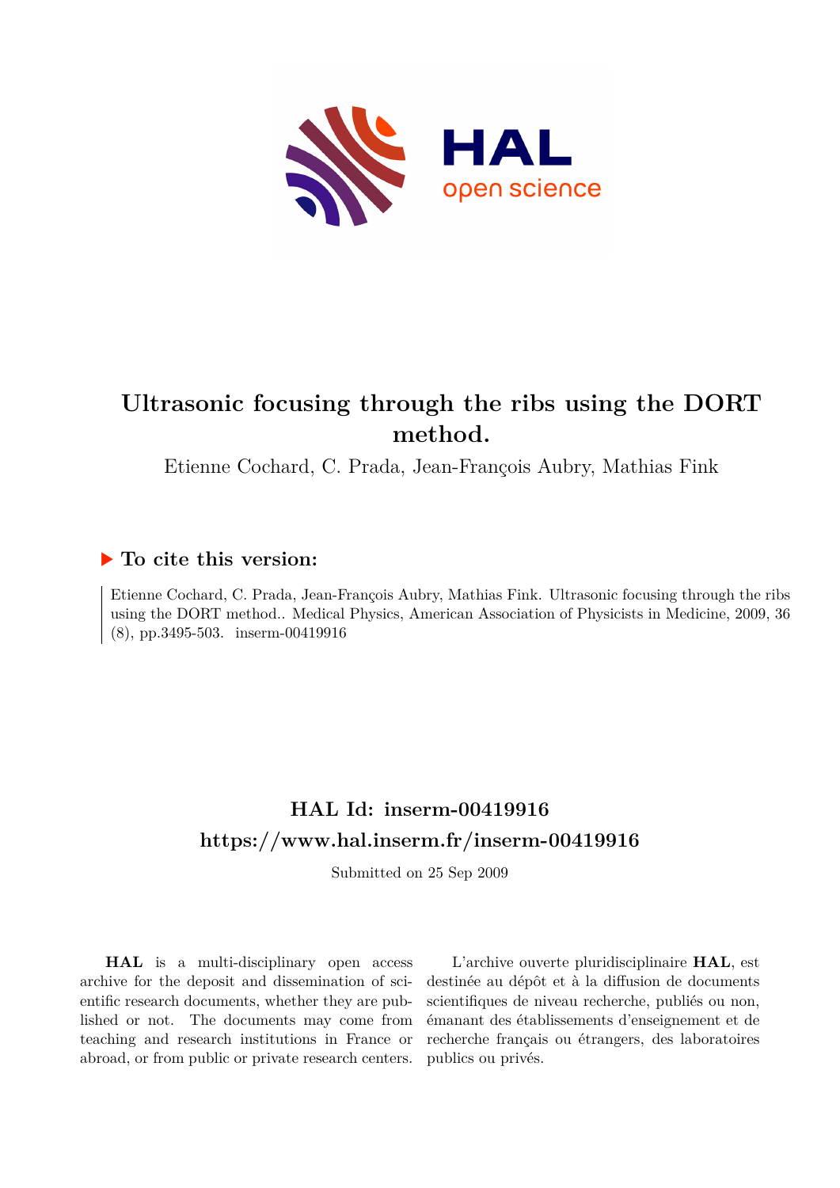# Ultrasonic focusing through the ribs using the DORT method.

Etienne Cochard, C. Prada, Jean-François Aubry, Mathias Fink

## ▶ To cite this version:

Etienne Cochard, C. Prada, Jean-François Aubry, Mathias Fink. Ultrasonic focusing through the ribs using the DORT method.. Medical Physics, American Association of Physicists in Medicine, 2009, 36 (8), pp.3495-503. inserm-00419916

## HAL Id: inserm-00419916

## https://www.hal.inserm.fr/inserm-00419916

Submitted on 25 Sep 2009

**HAL** is a multi-disciplinary open access archive for the deposit and dissemination of scientific research documents, whether they are published or not. The documents may come from teaching and research institutions in France or abroad, or from public or private research centers.

L'archive ouverte pluridisciplinaire **HAL**, est destinée au dépôt et à la diffusion de documents scientifiques de niveau recherche, publiés ou non, émanant des établissements d'enseignement et de recherche français ou étrangers, des laboratoires publics ou privés.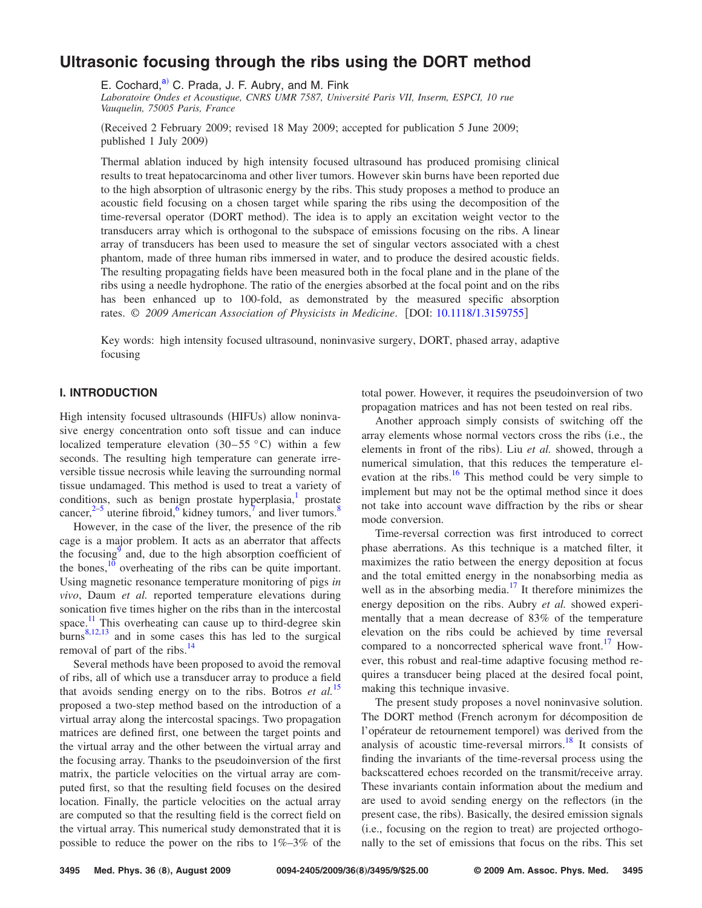# Ultrasonic focusing through the ribs using the DORT method

E. Cochard,[a)] C. Prada, J. F. Aubry, and M. Fink

*Laboratoire Ondes et Acoustique, CNRS UMR 7587, Université Paris VII, Inserm, ESPCI, 10 rue Vauquelin, 75005 Paris, France*

(Received 2 February 2009; revised 18 May 2009; accepted for publication 5 June 2009; published 1 July 2009)

Thermal ablation induced by high intensity focused ultrasound has produced promising clinical results to treat hepatocarcinoma and other liver tumors. However skin burns have been reported due to the high absorption of ultrasonic energy by the ribs. This study proposes a method to produce an acoustic field focusing on a chosen target while sparing the ribs using the decomposition of the time-reversal operator (DORT method). The idea is to apply an excitation weight vector to the transducers array which is orthogonal to the subspace of emissions focusing on the ribs. A linear array of transducers has been used to measure the set of singular vectors associated with a chest phantom, made of three human ribs immersed in water, and to produce the desired acoustic fields. The resulting propagating fields have been measured both in the focal plane and in the plane of the ribs using a needle hydrophone. The ratio of the energies absorbed at the focal point and on the ribs has been enhanced up to 100-fold, as demonstrated by the measured specific absorption rates. © *2009 American Association of Physicists in Medicine*. [DOI: 10.1118/1.3159755]

Key words: high intensity focused ultrasound, noninvasive surgery, DORT, phased array, adaptive focusing

## I. INTRODUCTION

High intensity focused ultrasounds (HIFUs) allow noninvasive energy concentration onto soft tissue and can induce localized temperature elevation (30–55 °C) within a few seconds. The resulting high temperature can generate irreversible tissue necrosis while leaving the surrounding normal tissue undamaged. This method is used to treat a variety of conditions, such as benign prostate hyperplasia,[1] prostate cancer,[2–5] uterine fibroid,[6] kidney tumors,[7] and liver tumors.[8]

However, in the case of the liver, the presence of the rib cage is a major problem. It acts as an aberrator that affects the focusing[9] and, due to the high absorption coefficient of the bones,[10] overheating of the ribs can be quite important. Using magnetic resonance temperature monitoring of pigs *in vivo*, Daum *et al.* reported temperature elevations during sonication five times higher on the ribs than in the intercostal space.[11] This overheating can cause up to third-degree skin burns[8,12,13] and in some cases this has led to the surgical removal of part of the ribs.[14]

Several methods have been proposed to avoid the removal of ribs, all of which use a transducer array to produce a field that avoids sending energy on to the ribs. Botros *et al.*[15] proposed a two-step method based on the introduction of a virtual array along the intercostal spacings. Two propagation matrices are defined first, one between the target points and the virtual array and the other between the virtual array and the focusing array. Thanks to the pseudoinversion of the first matrix, the particle velocities on the virtual array are computed first, so that the resulting field focuses on the desired location. Finally, the particle velocities on the actual array are computed so that the resulting field is the correct field on the virtual array. This numerical study demonstrated that it is possible to reduce the power on the ribs to 1%–3% of the total power. However, it requires the pseudoinversion of two propagation matrices and has not been tested on real ribs.

Another approach simply consists of switching off the array elements whose normal vectors cross the ribs (i.e., the elements in front of the ribs). Liu *et al.* showed, through a numerical simulation, that this reduces the temperature elevation at the ribs.[16] This method could be very simple to implement but may not be the optimal method since it does not take into account wave diffraction by the ribs or shear mode conversion.

Time-reversal correction was first introduced to correct phase aberrations. As this technique is a matched filter, it maximizes the ratio between the energy deposition at focus and the total emitted energy in the nonabsorbing media as well as in the absorbing media.[17] It therefore minimizes the energy deposition on the ribs. Aubry *et al.* showed experimentally that a mean decrease of 83% of the temperature elevation on the ribs could be achieved by time reversal compared to a noncorrected spherical wave front.[17] However, this robust and real-time adaptive focusing method requires a transducer being placed at the desired focal point, making this technique invasive.

The present study proposes a novel noninvasive solution. The DORT method (French acronym for décomposition de l'opérateur de retournement temporel) was derived from the analysis of acoustic time-reversal mirrors.[18] It consists of finding the invariants of the time-reversal process using the backscattered echoes recorded on the transmit/receive array. These invariants contain information about the medium and are used to avoid sending energy on the reflectors (in the present case, the ribs). Basically, the desired emission signals (i.e., focusing on the region to treat) are projected orthogonally to the set of emissions that focus on the ribs. This set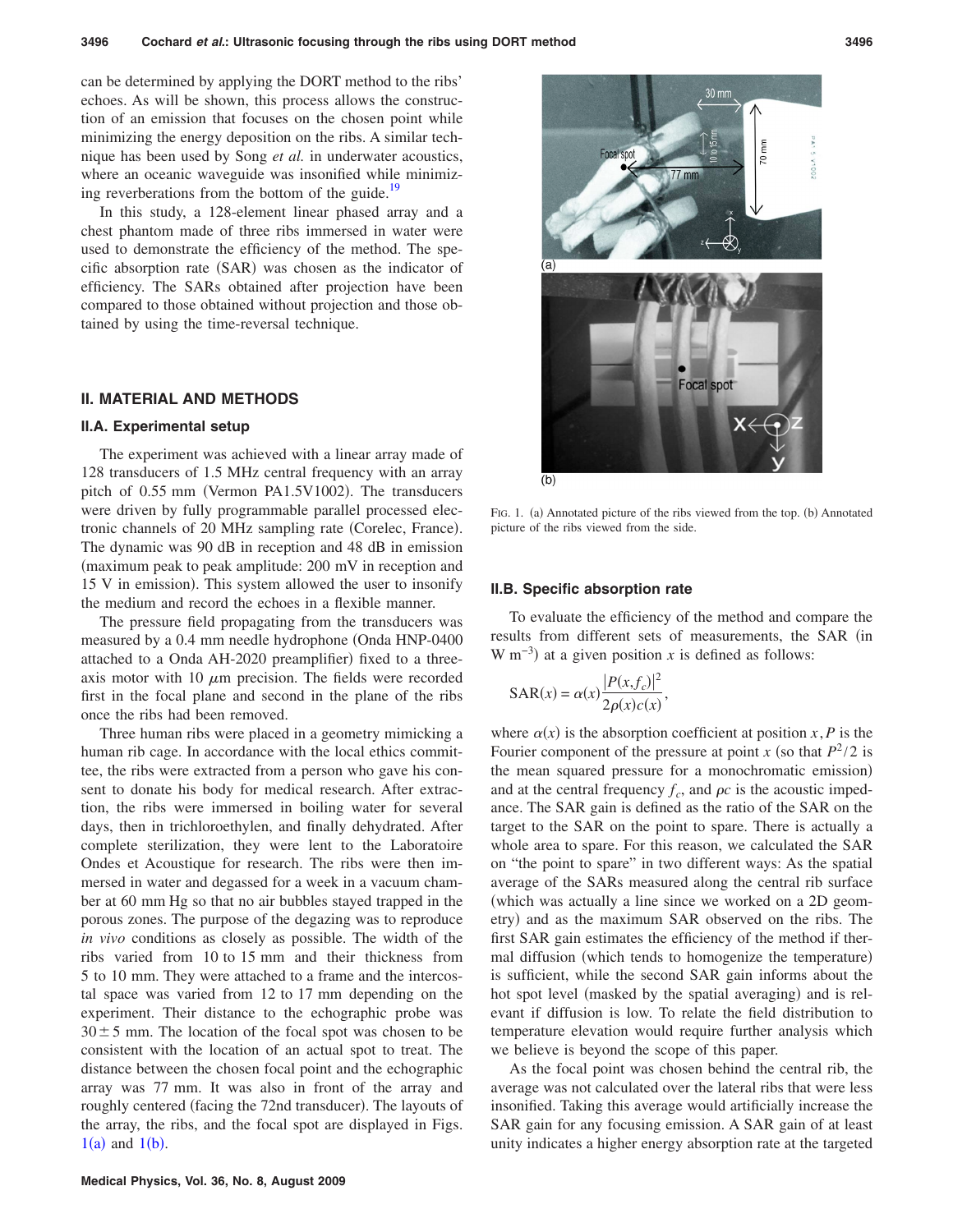can be determined by applying the DORT method to the ribs' echoes. As will be shown, this process allows the construction of an emission that focuses on the chosen point while minimizing the energy deposition on the ribs. A similar technique has been used by Song *et al.* in underwater acoustics, where an oceanic waveguide was insonified while minimizing reverberations from the bottom of the guide.[19]

In this study, a 128-element linear phased array and a chest phantom made of three ribs immersed in water were used to demonstrate the efficiency of the method. The specific absorption rate (SAR) was chosen as the indicator of efficiency. The SARs obtained after projection have been compared to those obtained without projection and those obtained by using the time-reversal technique.

## II. MATERIAL AND METHODS

### II.A. Experimental setup

The experiment was achieved with a linear array made of 128 transducers of 1.5 MHz central frequency with an array pitch of 0.55 mm (Vermon PA1.5V1002). The transducers were driven by fully programmable parallel processed electronic channels of 20 MHz sampling rate (Corelec, France). The dynamic was 90 dB in reception and 48 dB in emission (maximum peak to peak amplitude: 200 mV in reception and 15 V in emission). This system allowed the user to insonify the medium and record the echoes in a flexible manner.

The pressure field propagating from the transducers was measured by a 0.4 mm needle hydrophone (Onda HNP-0400 attached to a Onda AH-2020 preamplifier) fixed to a three-axis motor with 10 $\mu$m precision. The fields were recorded first in the focal plane and second in the plane of the ribs once the ribs had been removed.

Three human ribs were placed in a geometry mimicking a human rib cage. In accordance with the local ethics committee, the ribs were extracted from a person who gave his consent to donate his body for medical research. After extraction, the ribs were immersed in boiling water for several days, then in trichloroethylen, and finally dehydrated. After complete sterilization, they were lent to the Laboratoire Ondes et Acoustique for research. The ribs were then immersed in water and degassed for a week in a vacuum chamber at 60 mm Hg so that no air bubbles stayed trapped in the porous zones. The purpose of the degazing was to reproduce *in vivo* conditions as closely as possible. The width of the ribs varied from 10 to 15 mm and their thickness from 5 to 10 mm. They were attached to a frame and the intercostal space was varied from 12 to 17 mm depending on the experiment. Their distance to the echographic probe was $30 \pm 5$ mm. The location of the focal spot was chosen to be consistent with the location of an actual spot to treat. The distance between the chosen focal point and the echographic array was 77 mm. It was also in front of the array and roughly centered (facing the 72nd transducer). The layouts of the array, the ribs, and the focal spot are displayed in Figs. 1(a) and 1(b).

FIG. 1. (a) Annotated picture of the ribs viewed from the top. (b) Annotated picture of the ribs viewed from the side.

### II.B. Specific absorption rate

To evaluate the efficiency of the method and compare the results from different sets of measurements, the SAR (in W m$^{-3}$) at a given position $x$ is defined as follows:

$$\mathrm{SAR}(x) = \alpha(x)\frac{|P(x,f_c)|^2}{2\rho(x)c(x)},$$

where $\alpha(x)$ is the absorption coefficient at position $x$, $P$ is the Fourier component of the pressure at point $x$ (so that $P^2/2$ is the mean squared pressure for a monochromatic emission) and at the central frequency $f_c$, and $\rho c$ is the acoustic impedance. The SAR gain is defined as the ratio of the SAR on the target to the SAR on the point to spare. There is actually a whole area to spare. For this reason, we calculated the SAR on "the point to spare" in two different ways: As the spatial average of the SARs measured along the central rib surface (which was actually a line since we worked on a 2D geometry) and as the maximum SAR observed on the ribs. The first SAR gain estimates the efficiency of the method if thermal diffusion (which tends to homogenize the temperature) is sufficient, while the second SAR gain informs about the hot spot level (masked by the spatial averaging) and is relevant if diffusion is low. To relate the field distribution to temperature elevation would require further analysis which we believe is beyond the scope of this paper.

As the focal point was chosen behind the central rib, the average was not calculated over the lateral ribs that were less insonified. Taking this average would artificially increase the SAR gain for any focusing emission. A SAR gain of at least unity indicates a higher energy absorption rate at the targeted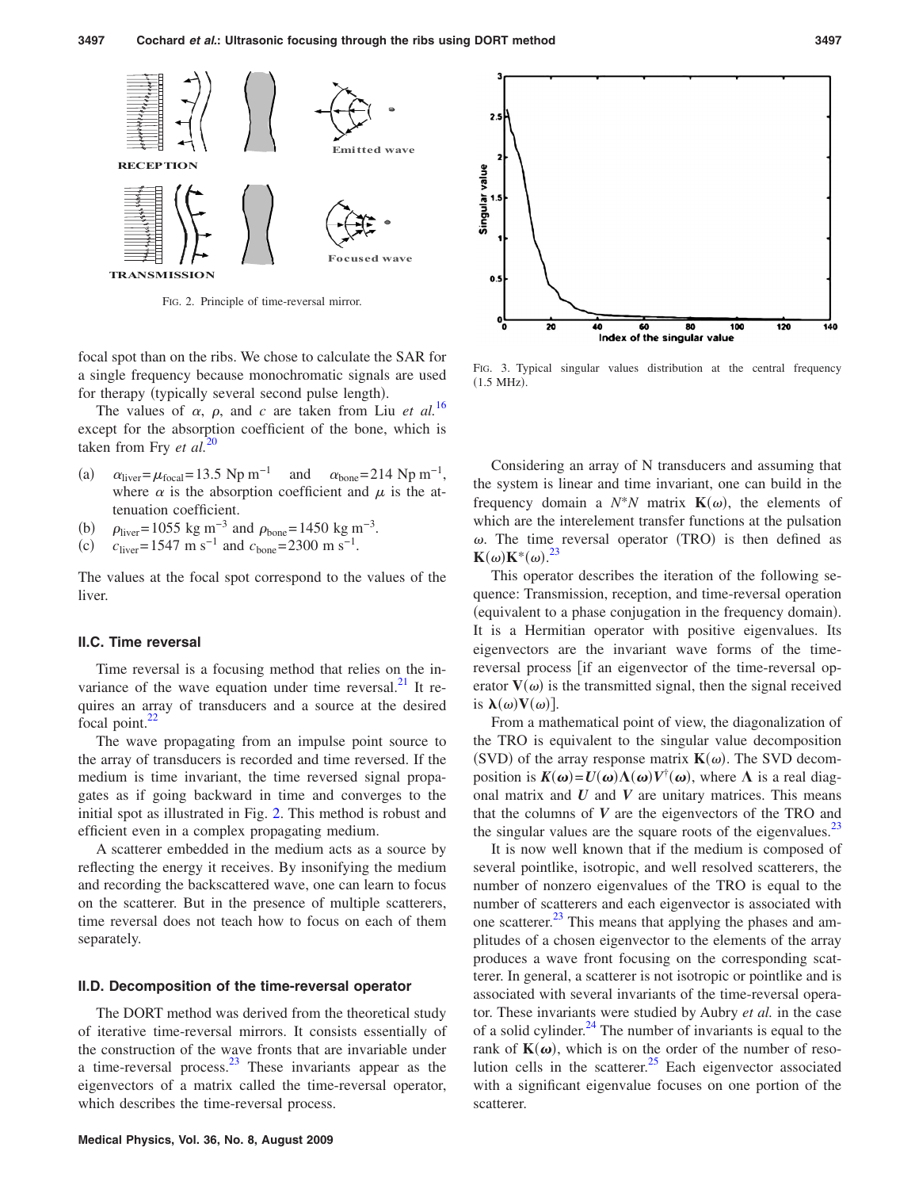FIG. 2. Principle of time-reversal mirror.

FIG. 3. Typical singular values distribution at the central frequency (1.5 MHz).

focal spot than on the ribs. We chose to calculate the SAR for a single frequency because monochromatic signals are used for therapy (typically several second pulse length).

The values of $\alpha$, $\rho$, and $c$ are taken from Liu *et al.*[16] except for the absorption coefficient of the bone, which is taken from Fry *et al.*[20]

(a) $\alpha_{liver}=\mu_{focal}=13.5$ Np m$^{-1}$ and $\alpha_{bone}=214$ Np m$^{-1}$, where $\alpha$ is the absorption coefficient and $\mu$ is the attenuation coefficient.
(b) $\rho_{liver}=1055$ kg m$^{-3}$ and $\rho_{bone}=1450$ kg m$^{-3}$.
(c) $c_{liver}=1547$ m s$^{-1}$ and $c_{bone}=2300$ m s$^{-1}$.

The values at the focal spot correspond to the values of the liver.

### II.C. Time reversal

Time reversal is a focusing method that relies on the invariance of the wave equation under time reversal.[21] It requires an array of transducers and a source at the desired focal point.[22]

The wave propagating from an impulse point source to the array of transducers is recorded and time reversed. If the medium is time invariant, the time reversed signal propagates as if going backward in time and converges to the initial spot as illustrated in Fig. 2. This method is robust and efficient even in a complex propagating medium.

A scatterer embedded in the medium acts as a source by reflecting the energy it receives. By insonifying the medium and recording the backscattered wave, one can learn to focus on the scatterer. But in the presence of multiple scatterers, time reversal does not teach how to focus on each of them separately.

### II.D. Decomposition of the time-reversal operator

The DORT method was derived from the theoretical study of iterative time-reversal mirrors. It consists essentially of the construction of the wave fronts that are invariable under a time-reversal process.[23] These invariants appear as the eigenvectors of a matrix called the time-reversal operator, which describes the time-reversal process.

Considering an array of N transducers and assuming that the system is linear and time invariant, one can build in the frequency domain a $N*N$ matrix $\mathbf{K}(\omega)$, the elements of which are the interelement transfer functions at the pulsation $\omega$. The time reversal operator (TRO) is then defined as $\mathbf{K}(\omega)\mathbf{K}^*(\omega)$.[23]

This operator describes the iteration of the following sequence: Transmission, reception, and time-reversal operation (equivalent to a phase conjugation in the frequency domain). It is a Hermitian operator with positive eigenvalues. Its eigenvectors are the invariant wave forms of the time-reversal process [if an eigenvector of the time-reversal operator $\mathbf{V}(\omega)$ is the transmitted signal, then the signal received is $\boldsymbol{\lambda}(\omega)\mathbf{V}(\omega)$].

From a mathematical point of view, the diagonalization of the TRO is equivalent to the singular value decomposition (SVD) of the array response matrix $\mathbf{K}(\omega)$. The SVD decomposition is $\boldsymbol{K}(\boldsymbol{\omega})=\boldsymbol{U}(\boldsymbol{\omega})\boldsymbol{\Lambda}(\boldsymbol{\omega})\boldsymbol{V}^{\dagger}(\boldsymbol{\omega})$, where $\boldsymbol{\Lambda}$ is a real diagonal matrix and $\boldsymbol{U}$ and $\boldsymbol{V}$ are unitary matrices. This means that the columns of $\boldsymbol{V}$ are the eigenvectors of the TRO and the singular values are the square roots of the eigenvalues.[23]

It is now well known that if the medium is composed of several pointlike, isotropic, and well resolved scatterers, the number of nonzero eigenvalues of the TRO is equal to the number of scatterers and each eigenvector is associated with one scatterer.[23] This means that applying the phases and amplitudes of a chosen eigenvector to the elements of the array produces a wave front focusing on the corresponding scatterer. In general, a scatterer is not isotropic or pointlike and is associated with several invariants of the time-reversal operator. These invariants were studied by Aubry *et al.* in the case of a solid cylinder.[24] The number of invariants is equal to the rank of $\mathbf{K}(\boldsymbol{\omega})$, which is on the order of the number of resolution cells in the scatterer.[25] Each eigenvector associated with a significant eigenvalue focuses on one portion of the scatterer.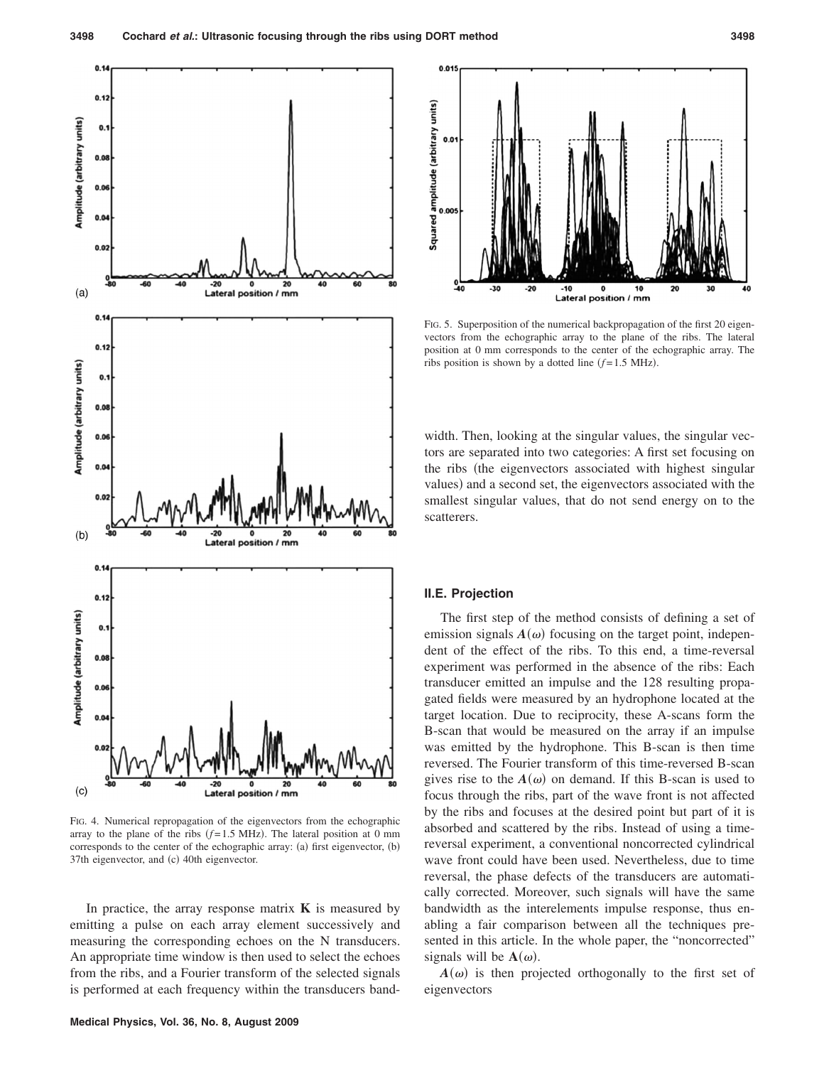FIG. 4. Numerical repropagation of the eigenvectors from the echographic array to the plane of the ribs ($f = 1.5$ MHz). The lateral position at 0 mm corresponds to the center of the echographic array: (a) first eigenvector, (b) 37th eigenvector, and (c) 40th eigenvector.

FIG. 5. Superposition of the numerical backpropagation of the first 20 eigenvectors from the echographic array to the plane of the ribs. The lateral position at 0 mm corresponds to the center of the echographic array. The ribs position is shown by a dotted line ($f = 1.5$ MHz).

In practice, the array response matrix $\mathbf{K}$ is measured by emitting a pulse on each array element successively and measuring the corresponding echoes on the N transducers. An appropriate time window is then used to select the echoes from the ribs, and a Fourier transform of the selected signals is performed at each frequency within the transducers bandwidth. Then, looking at the singular values, the singular vectors are separated into two categories: A first set focusing on the ribs (the eigenvectors associated with highest singular values) and a second set, the eigenvectors associated with the smallest singular values, that do not send energy on to the scatterers.

### II.E. Projection

The first step of the method consists of defining a set of emission signals $\boldsymbol{A}(\omega)$ focusing on the target point, independent of the effect of the ribs. To this end, a time-reversal experiment was performed in the absence of the ribs: Each transducer emitted an impulse and the 128 resulting propagated fields were measured by an hydrophone located at the target location. Due to reciprocity, these A-scans form the B-scan that would be measured on the array if an impulse was emitted by the hydrophone. This B-scan is then time reversed. The Fourier transform of this time-reversed B-scan gives rise to the $\boldsymbol{A}(\omega)$ on demand. If this B-scan is used to focus through the ribs, part of the wave front is not affected by the ribs and focuses at the desired point but part of it is absorbed and scattered by the ribs. Instead of using a time-reversal experiment, a conventional noncorrected cylindrical wave front could have been used. Nevertheless, due to time reversal, the phase defects of the transducers are automatically corrected. Moreover, such signals will have the same bandwidth as the interelements impulse response, thus enabling a fair comparison between all the techniques presented in this article. In the whole paper, the "noncorrected" signals will be $\mathbf{A}(\omega)$.

$\boldsymbol{A}(\omega)$ is then projected orthogonally to the first set of eigenvectors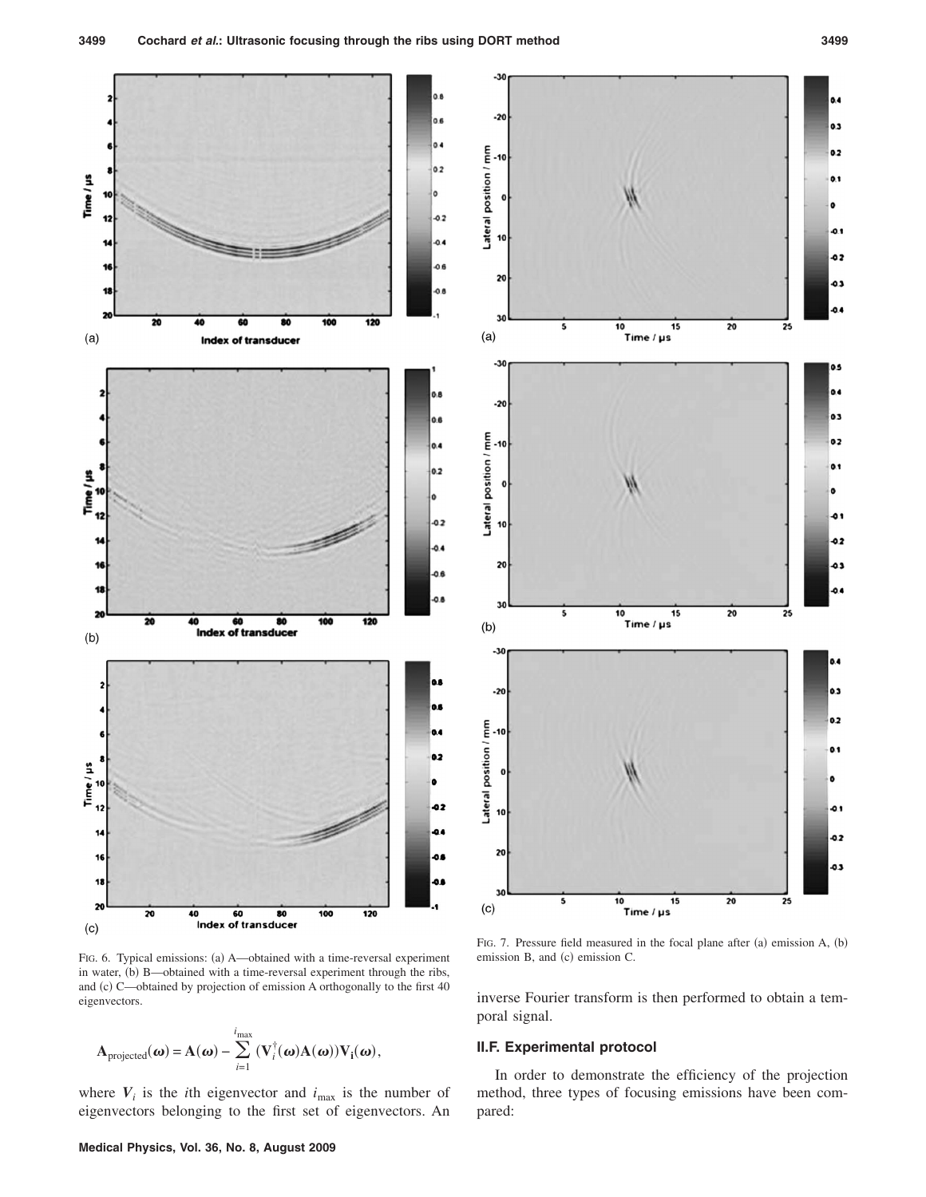FIG. 6. Typical emissions: (a) A—obtained with a time-reversal experiment in water, (b) B—obtained with a time-reversal experiment through the ribs, and (c) C—obtained by projection of emission A orthogonally to the first 40 eigenvectors.

$$\mathbf{A}_{\text{projected}}(\boldsymbol{\omega}) = \mathbf{A}(\boldsymbol{\omega}) - \sum_{i=1}^{i_{\max}} (\mathbf{V}_i^{\dagger}(\boldsymbol{\omega})\mathbf{A}(\boldsymbol{\omega}))\mathbf{V}_{\mathbf{i}}(\boldsymbol{\omega}),$$

where $V_i$ is the $i$th eigenvector and $i_{\max}$ is the number of eigenvectors belonging to the first set of eigenvectors. An inverse Fourier transform is then performed to obtain a temporal signal.

FIG. 7. Pressure field measured in the focal plane after (a) emission A, (b) emission B, and (c) emission C.

## II.F. Experimental protocol

In order to demonstrate the efficiency of the projection method, three types of focusing emissions have been compared: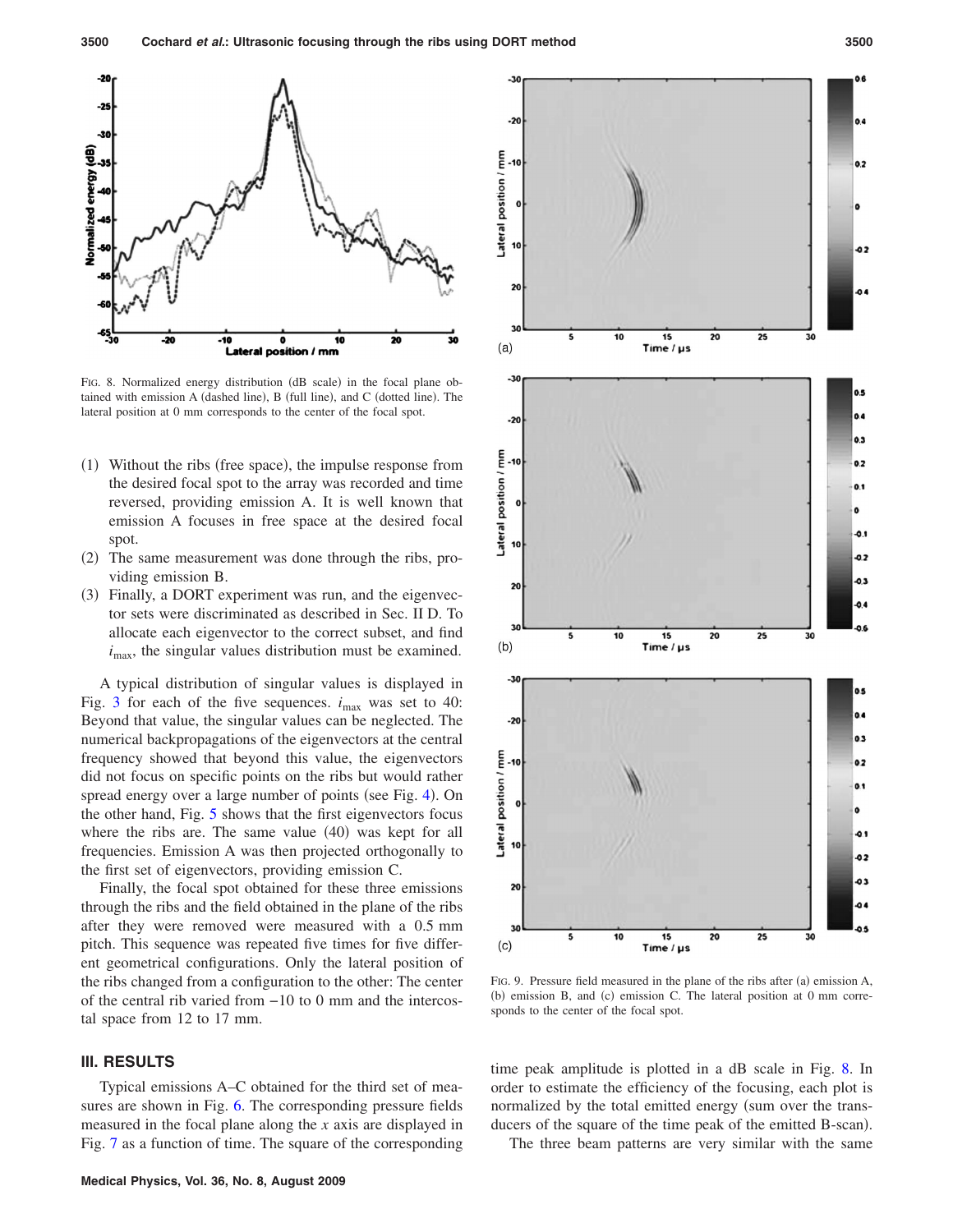FIG. 8. Normalized energy distribution (dB scale) in the focal plane obtained with emission A (dashed line), B (full line), and C (dotted line). The lateral position at 0 mm corresponds to the center of the focal spot.

(1) Without the ribs (free space), the impulse response from the desired focal spot to the array was recorded and time reversed, providing emission A. It is well known that emission A focuses in free space at the desired focal spot.
(2) The same measurement was done through the ribs, providing emission B.
(3) Finally, a DORT experiment was run, and the eigenvector sets were discriminated as described in Sec. II D. To allocate each eigenvector to the correct subset, and find $i_{max}$, the singular values distribution must be examined.

A typical distribution of singular values is displayed in Fig. 3 for each of the five sequences. $i_{max}$ was set to 40: Beyond that value, the singular values can be neglected. The numerical backpropagations of the eigenvectors at the central frequency showed that beyond this value, the eigenvectors did not focus on specific points on the ribs but would rather spread energy over a large number of points (see Fig. 4). On the other hand, Fig. 5 shows that the first eigenvectors focus where the ribs are. The same value (40) was kept for all frequencies. Emission A was then projected orthogonally to the first set of eigenvectors, providing emission C.

Finally, the focal spot obtained for these three emissions through the ribs and the field obtained in the plane of the ribs after they were removed were measured with a 0.5 mm pitch. This sequence was repeated five times for five different geometrical configurations. Only the lateral position of the ribs changed from a configuration to the other: The center of the central rib varied from −10 to 0 mm and the intercostal space from 12 to 17 mm.

FIG. 9. Pressure field measured in the plane of the ribs after (a) emission A, (b) emission B, and (c) emission C. The lateral position at 0 mm corresponds to the center of the focal spot.

## III. RESULTS

Typical emissions A–C obtained for the third set of measures are shown in Fig. 6. The corresponding pressure fields measured in the focal plane along the $x$ axis are displayed in Fig. 7 as a function of time. The square of the corresponding time peak amplitude is plotted in a dB scale in Fig. 8. In order to estimate the efficiency of the focusing, each plot is normalized by the total emitted energy (sum over the transducers of the square of the time peak of the emitted B-scan).

The three beam patterns are very similar with the same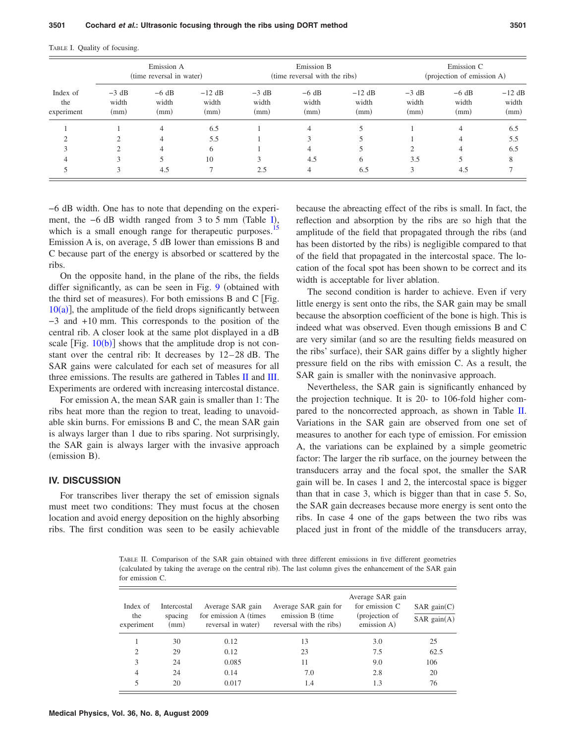TABLE I. Quality of focusing.

| Index of the experiment | Emission A (time reversal in water) | | | Emission B (time reversal with the ribs) | | | Emission C (projection of emission A) | | |
|---|---|---|---|---|---|---|---|---|---|
| | −3 dB width (mm) | −6 dB width (mm) | −12 dB width (mm) | −3 dB width (mm) | −6 dB width (mm) | −12 dB width (mm) | −3 dB width (mm) | −6 dB width (mm) | −12 dB width (mm) |
| 1 | 1 | 4 | 6.5 | 1 | 4 | 5 | 1 | 4 | 6.5 |
| 2 | 2 | 4 | 5.5 | 1 | 3 | 5 | 1 | 4 | 5.5 |
| 3 | 2 | 4 | 6 | 1 | 4 | 5 | 2 | 4 | 6.5 |
| 4 | 3 | 5 | 10 | 3 | 4.5 | 6 | 3.5 | 5 | 8 |
| 5 | 3 | 4.5 | 7 | 2.5 | 4 | 6.5 | 3 | 4.5 | 7 |

−6 dB width. One has to note that depending on the experiment, the −6 dB width ranged from 3 to 5 mm (Table I), which is a small enough range for therapeutic purposes.[15] Emission A is, on average, 5 dB lower than emissions B and C because part of the energy is absorbed or scattered by the ribs.

On the opposite hand, in the plane of the ribs, the fields differ significantly, as can be seen in Fig. 9 (obtained with the third set of measures). For both emissions B and C [Fig. 10(a)], the amplitude of the field drops significantly between −3 and +10 mm. This corresponds to the position of the central rib. A closer look at the same plot displayed in a dB scale [Fig. 10(b)] shows that the amplitude drop is not constant over the central rib: It decreases by 12–28 dB. The SAR gains were calculated for each set of measures for all three emissions. The results are gathered in Tables II and III. Experiments are ordered with increasing intercostal distance.

For emission A, the mean SAR gain is smaller than 1: The ribs heat more than the region to treat, leading to unavoidable skin burns. For emissions B and C, the mean SAR gain is always larger than 1 due to ribs sparing. Not surprisingly, the SAR gain is always larger with the invasive approach (emission B).

## IV. DISCUSSION

For transcribes liver therapy the set of emission signals must meet two conditions: They must focus at the chosen location and avoid energy deposition on the highly absorbing ribs. The first condition was seen to be easily achievable because the abreacting effect of the ribs is small. In fact, the reflection and absorption by the ribs are so high that the amplitude of the field that propagated through the ribs (and has been distorted by the ribs) is negligible compared to that of the field that propagated in the intercostal space. The location of the focal spot has been shown to be correct and its width is acceptable for liver ablation.

The second condition is harder to achieve. Even if very little energy is sent onto the ribs, the SAR gain may be small because the absorption coefficient of the bone is high. This is indeed what was observed. Even though emissions B and C are very similar (and so are the resulting fields measured on the ribs' surface), their SAR gains differ by a slightly higher pressure field on the ribs with emission C. As a result, the SAR gain is smaller with the noninvasive approach.

Nevertheless, the SAR gain is significantly enhanced by the projection technique. It is 20- to 106-fold higher compared to the noncorrected approach, as shown in Table II. Variations in the SAR gain are observed from one set of measures to another for each type of emission. For emission A, the variations can be explained by a simple geometric factor: The larger the rib surface, on the journey between the transducers array and the focal spot, the smaller the SAR gain will be. In cases 1 and 2, the intercostal space is bigger than that in case 3, which is bigger than that in case 5. So, the SAR gain decreases because more energy is sent onto the ribs. In case 4 one of the gaps between the two ribs was placed just in front of the middle of the transducers array,

TABLE II. Comparison of the SAR gain obtained with three different emissions in five different geometries (calculated by taking the average on the central rib). The last column gives the enhancement of the SAR gain for emission C.

| Index of the experiment | Intercostal spacing (mm) | Average SAR gain for emission A (times reversal in water) | Average SAR gain for emission B (time reversal with the ribs) | Average SAR gain for emission C (projection of emission A) | $\frac{\text{SAR gain(C)}}{\text{SAR gain(A)}}$ |
|---|---|---|---|---|---|
| 1 | 30 | 0.12 | 13 | 3.0 | 25 |
| 2 | 29 | 0.12 | 23 | 7.5 | 62.5 |
| 3 | 24 | 0.085 | 11 | 9.0 | 106 |
| 4 | 24 | 0.14 | 7.0 | 2.8 | 20 |
| 5 | 20 | 0.017 | 1.4 | 1.3 | 76 |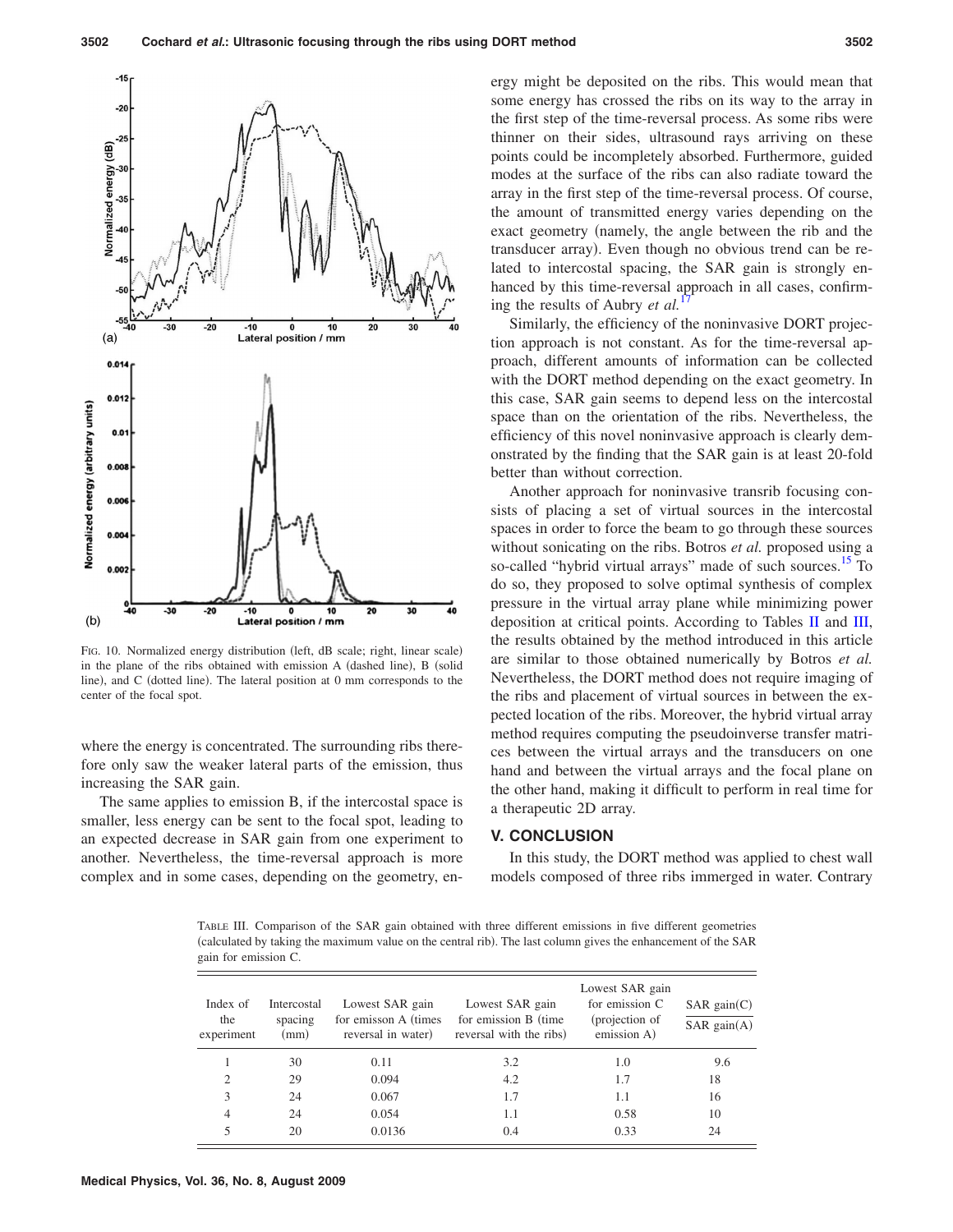FIG. 10. Normalized energy distribution (left, dB scale; right, linear scale) in the plane of the ribs obtained with emission A (dashed line), B (solid line), and C (dotted line). The lateral position at 0 mm corresponds to the center of the focal spot.

where the energy is concentrated. The surrounding ribs therefore only saw the weaker lateral parts of the emission, thus increasing the SAR gain.

The same applies to emission B, if the intercostal space is smaller, less energy can be sent to the focal spot, leading to an expected decrease in SAR gain from one experiment to another. Nevertheless, the time-reversal approach is more complex and in some cases, depending on the geometry, energy might be deposited on the ribs. This would mean that some energy has crossed the ribs on its way to the array in the first step of the time-reversal process. As some ribs were thinner on their sides, ultrasound rays arriving on these points could be incompletely absorbed. Furthermore, guided modes at the surface of the ribs can also radiate toward the array in the first step of the time-reversal process. Of course, the amount of transmitted energy varies depending on the exact geometry (namely, the angle between the rib and the transducer array). Even though no obvious trend can be related to intercostal spacing, the SAR gain is strongly enhanced by this time-reversal approach in all cases, confirming the results of Aubry *et al.*[17]

Similarly, the efficiency of the noninvasive DORT projection approach is not constant. As for the time-reversal approach, different amounts of information can be collected with the DORT method depending on the exact geometry. In this case, SAR gain seems to depend less on the intercostal space than on the orientation of the ribs. Nevertheless, the efficiency of this novel noninvasive approach is clearly demonstrated by the finding that the SAR gain is at least 20-fold better than without correction.

Another approach for noninvasive transrib focusing consists of placing a set of virtual sources in the intercostal spaces in order to force the beam to go through these sources without sonicating on the ribs. Botros *et al.* proposed using a so-called "hybrid virtual arrays" made of such sources.[15] To do so, they proposed to solve optimal synthesis of complex pressure in the virtual array plane while minimizing power deposition at critical points. According to Tables II and III, the results obtained by the method introduced in this article are similar to those obtained numerically by Botros *et al.* Nevertheless, the DORT method does not require imaging of the ribs and placement of virtual sources in between the expected location of the ribs. Moreover, the hybrid virtual array method requires computing the pseudoinverse transfer matrices between the virtual arrays and the transducers on one hand and between the virtual arrays and the focal plane on the other hand, making it difficult to perform in real time for a therapeutic 2D array.

## V. CONCLUSION

In this study, the DORT method was applied to chest wall models composed of three ribs immerged in water. Contrary

TABLE III. Comparison of the SAR gain obtained with three different emissions in five different geometries (calculated by taking the maximum value on the central rib). The last column gives the enhancement of the SAR gain for emission C.

| Index of the experiment | Intercostal spacing (mm) | Lowest SAR gain for emisson A (times reversal in water) | Lowest SAR gain for emission B (time reversal with the ribs) | Lowest SAR gain for emission C (projection of emission A) | $\frac{\text{SAR gain(C)}}{\text{SAR gain(A)}}$ |
|---|---|---|---|---|---|
| 1 | 30 | 0.11 | 3.2 | 1.0 | 9.6 |
| 2 | 29 | 0.094 | 4.2 | 1.7 | 18 |
| 3 | 24 | 0.067 | 1.7 | 1.1 | 16 |
| 4 | 24 | 0.054 | 1.1 | 0.58 | 10 |
| 5 | 20 | 0.0136 | 0.4 | 0.33 | 24 |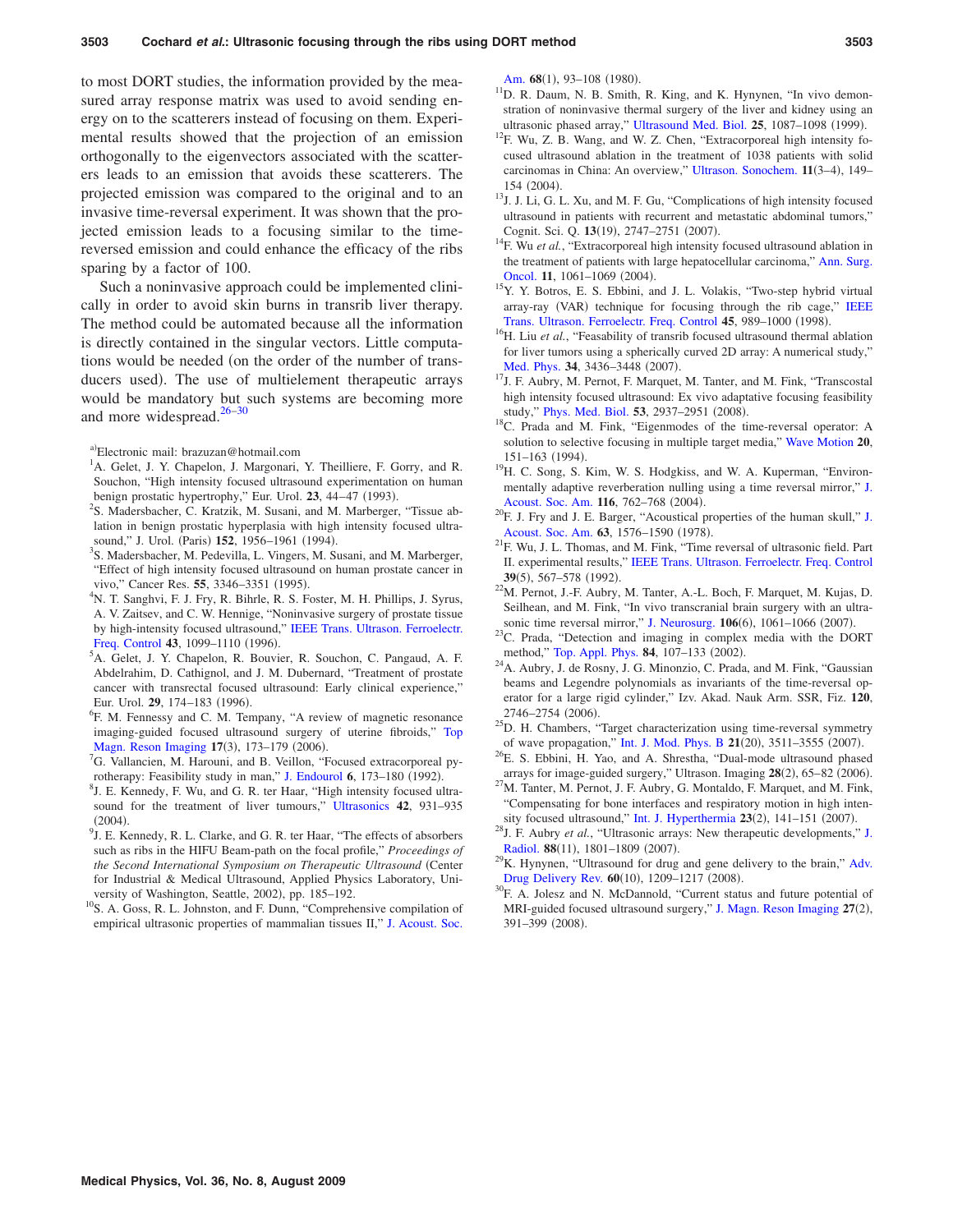to most DORT studies, the information provided by the measured array response matrix was used to avoid sending energy on to the scatterers instead of focusing on them. Experimental results showed that the projection of an emission orthogonally to the eigenvectors associated with the scatterers leads to an emission that avoids these scatterers. The projected emission was compared to the original and to an invasive time-reversal experiment. It was shown that the projected emission leads to a focusing similar to the time-reversed emission and could enhance the efficacy of the ribs sparing by a factor of 100.

Such a noninvasive approach could be implemented clinically in order to avoid skin burns in transrib liver therapy. The method could be automated because all the information is directly contained in the singular vectors. Little computations would be needed (on the order of the number of transducers used). The use of multielement therapeutic arrays would be mandatory but such systems are becoming more and more widespread.[26–30]

[a]Electronic mail: brazuzan@hotmail.com

[1]A. Gelet, J. Y. Chapelon, J. Margonari, Y. Theilliere, F. Gorry, and R. Souchon, "High intensity focused ultrasound experimentation on human benign prostatic hypertrophy," Eur. Urol. **23**, 44–47 (1993).

[2]S. Madersbacher, C. Kratzik, M. Susani, and M. Marberger, "Tissue ablation in benign prostatic hyperplasia with high intensity focused ultrasound," J. Urol. (Paris) **152**, 1956–1961 (1994).

[3]S. Madersbacher, M. Pedevilla, L. Vingers, M. Susani, and M. Marberger, "Effect of high intensity focused ultrasound on human prostate cancer in vivo," Cancer Res. **55**, 3346–3351 (1995).

[4]N. T. Sanghvi, F. J. Fry, R. Bihrle, R. S. Foster, M. H. Phillips, J. Syrus, A. V. Zaitsev, and C. W. Hennige, "Noninvasive surgery of prostate tissue by high-intensity focused ultrasound," IEEE Trans. Ultrason. Ferroelectr. Freq. Control **43**, 1099–1110 (1996).

[5]A. Gelet, J. Y. Chapelon, R. Bouvier, R. Souchon, C. Pangaud, A. F. Abdelrahim, D. Cathignol, and J. M. Dubernard, "Treatment of prostate cancer with transrectal focused ultrasound: Early clinical experience," Eur. Urol. **29**, 174–183 (1996).

[6]F. M. Fennessy and C. M. Tempany, "A review of magnetic resonance imaging-guided focused ultrasound surgery of uterine fibroids," Top Magn. Reson Imaging **17**(3), 173–179 (2006).

[7]G. Vallancien, M. Harouni, and B. Veillon, "Focused extracorporeal pyrotherapy: Feasibility study in man," J. Endourol **6**, 173–180 (1992).

[8]J. E. Kennedy, F. Wu, and G. R. ter Haar, "High intensity focused ultrasound for the treatment of liver tumours," Ultrasonics **42**, 931–935 (2004).

[9]J. E. Kennedy, R. L. Clarke, and G. R. ter Haar, "The effects of absorbers such as ribs in the HIFU beam-path on the focal profile," *Proceedings of the Second International Symposium on Therapeutic Ultrasound* (Center for Industrial & Medical Ultrasound, Applied Physics Laboratory, University of Washington, Seattle, 2002), pp. 185–192.

[10]S. A. Goss, R. L. Johnston, and F. Dunn, "Comprehensive compilation of empirical ultrasonic properties of mammalian tissues II," J. Acoust. Soc. Am. **68**(1), 93–108 (1980).

[11]D. R. Daum, N. B. Smith, R. King, and K. Hynynen, "In vivo demonstration of noninvasive thermal surgery of the liver and kidney using an ultrasonic phased array," Ultrasound Med. Biol. **25**, 1087–1098 (1999).

[12]F. Wu, Z. B. Wang, and W. Z. Chen, "Extracorporeal high intensity focused ultrasound ablation in the treatment of 1038 patients with solid carcinomas in China: An overview," Ultrason. Sonochem. **11**(3–4), 149–154 (2004).

[13]J. J. Li, G. L. Xu, and M. F. Gu, "Complications of high intensity focused ultrasound in patients with recurrent and metastatic abdominal tumors," Cognit. Sci. Q. **13**(19), 2747–2751 (2007).

[14]F. Wu *et al.*, "Extracorporeal high intensity focused ultrasound ablation in the treatment of patients with large hepatocellular carcinoma," Ann. Surg. Oncol. **11**, 1061–1069 (2004).

[15]Y. Y. Botros, E. S. Ebbini, and J. L. Volakis, "Two-step hybrid virtual array-ray (VAR) technique for focusing through the rib cage," IEEE Trans. Ultrason. Ferroelectr. Freq. Control **45**, 989–1000 (1998).

[16]H. Liu *et al.*, "Feasibility of transrib focused ultrasound thermal ablation for liver tumors using a spherically curved 2D array: A numerical study," Med. Phys. **34**, 3436–3448 (2007).

[17]J. F. Aubry, M. Pernot, F. Marquet, M. Tanter, and M. Fink, "Transcostal high intensity focused ultrasound: Ex vivo adaptative focusing feasibility study," Phys. Med. Biol. **53**, 2937–2951 (2008).

[18]C. Prada and M. Fink, "Eigenmodes of the time-reversal operator: A solution to selective focusing in multiple target media," Wave Motion **20**, 151–163 (1994).

[19]H. C. Song, S. Kim, W. S. Hodgkiss, and W. A. Kuperman, "Environmentally adaptive reverberation nulling using a time reversal mirror," J. Acoust. Soc. Am. **116**, 762–768 (2004).

[20]F. J. Fry and J. E. Barger, "Acoustical properties of the human skull," J. Acoust. Soc. Am. **63**, 1576–1590 (1978).

[21]F. Wu, J. L. Thomas, and M. Fink, "Time reversal of ultrasonic field. Part II. experimental results," IEEE Trans. Ultrason. Ferroelectr. Freq. Control **39**(5), 567–578 (1992).

[22]M. Pernot, J.-F. Aubry, M. Tanter, A.-L. Boch, F. Marquet, M. Kujas, D. Seilhean, and M. Fink, "In vivo transcranial brain surgery with an ultrasonic time reversal mirror," J. Neurosurg. **106**(6), 1061–1066 (2007).

[23]C. Prada, "Detection and imaging in complex media with the DORT method," Top. Appl. Phys. **84**, 107–133 (2002).

[24]A. Aubry, J. de Rosny, J. G. Minonzio, C. Prada, and M. Fink, "Gaussian beams and Legendre polynomials as invariants of the time-reversal operator for a large rigid cylinder," Izv. Akad. Nauk Arm. SSR, Fiz. **120**, 2746–2754 (2006).

[25]D. H. Chambers, "Target characterization using time-reversal symmetry of wave propagation," Int. J. Mod. Phys. B **21**(20), 3511–3555 (2007).

[26]E. S. Ebbini, H. Yao, and A. Shrestha, "Dual-mode ultrasound phased arrays for image-guided surgery," Ultrason. Imaging **28**(2), 65–82 (2006).

[27]M. Tanter, M. Pernot, J. F. Aubry, G. Montaldo, F. Marquet, and M. Fink, "Compensating for bone interfaces and respiratory motion in high intensity focused ultrasound," Int. J. Hyperthermia **23**(2), 141–151 (2007).

[28]J. F. Aubry *et al.*, "Ultrasonic arrays: New therapeutic developments," J. Radiol. **88**(11), 1801–1809 (2007).

[29]K. Hynynen, "Ultrasound for drug and gene delivery to the brain," Adv. Drug Delivery Rev. **60**(10), 1209–1217 (2008).

[30]F. A. Jolesz and N. McDannold, "Current status and future potential of MRI-guided focused ultrasound surgery," J. Magn. Reson Imaging **27**(2), 391–399 (2008).